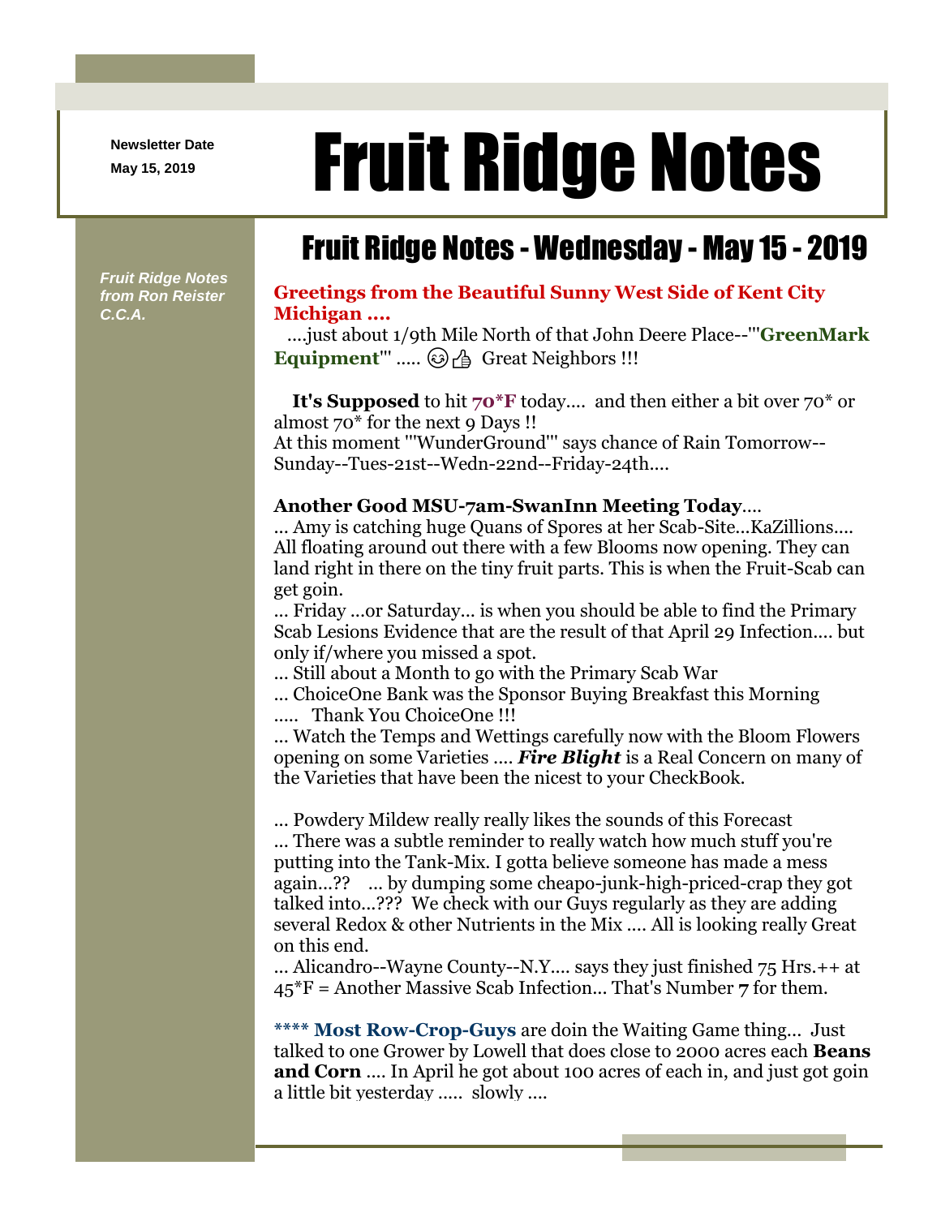Newsletter Date

May 15, 2019

# Fruit Ridge Notes

*Fruit Ridge Notes from Ron Reister C.C.A.*

## Fruit Ridge Notes - Wednesday - May 15 - 2019

**Greetings from the Beautiful Sunny West Side of Kent City Michigan ....**

....just about 1/9th Mile North of that John Deere Place--'''**GreenMark Equipment**''' ..... 😉👍 Great Neighbors !!!

**It's Supposed** to hit **70*F** today.... and then either a bit over 70* or almost 70* for the next 9 Days !!
At this moment '''WunderGround''' says chance of Rain Tomorrow--Sunday--Tues-21st--Wedn-22nd--Friday-24th....

**Another Good MSU-7am-SwanInn Meeting Today**....
... Amy is catching huge Quans of Spores at her Scab-Site...KaZillions.... All floating around out there with a few Blooms now opening. They can land right in there on the tiny fruit parts. This is when the Fruit-Scab can get goin.
... Friday ...or Saturday... is when you should be able to find the Primary Scab Lesions Evidence that are the result of that April 29 Infection.... but only if/where you missed a spot.
... Still about a Month to go with the Primary Scab War
... ChoiceOne Bank was the Sponsor Buying Breakfast this Morning ..... Thank You ChoiceOne !!!
... Watch the Temps and Wettings carefully now with the Bloom Flowers opening on some Varieties .... ***Fire Blight*** is a Real Concern on many of the Varieties that have been the nicest to your CheckBook.

... Powdery Mildew really really likes the sounds of this Forecast
... There was a subtle reminder to really watch how much stuff you're putting into the Tank-Mix. I gotta believe someone has made a mess again...?? ... by dumping some cheapo-junk-high-priced-crap they got talked into...??? We check with our Guys regularly as they are adding several Redox & other Nutrients in the Mix .... All is looking really Great on this end.
... Alicandro--Wayne County--N.Y.... says they just finished 75 Hrs.++ at 45*F = Another Massive Scab Infection... That's Number **7** for them.

**** **Most Row-Crop-Guys** are doin the Waiting Game thing... Just talked to one Grower by Lowell that does close to 2000 acres each **Beans and Corn** .... In April he got about 100 acres of each in, and just got goin a little bit yesterday ..... slowly ....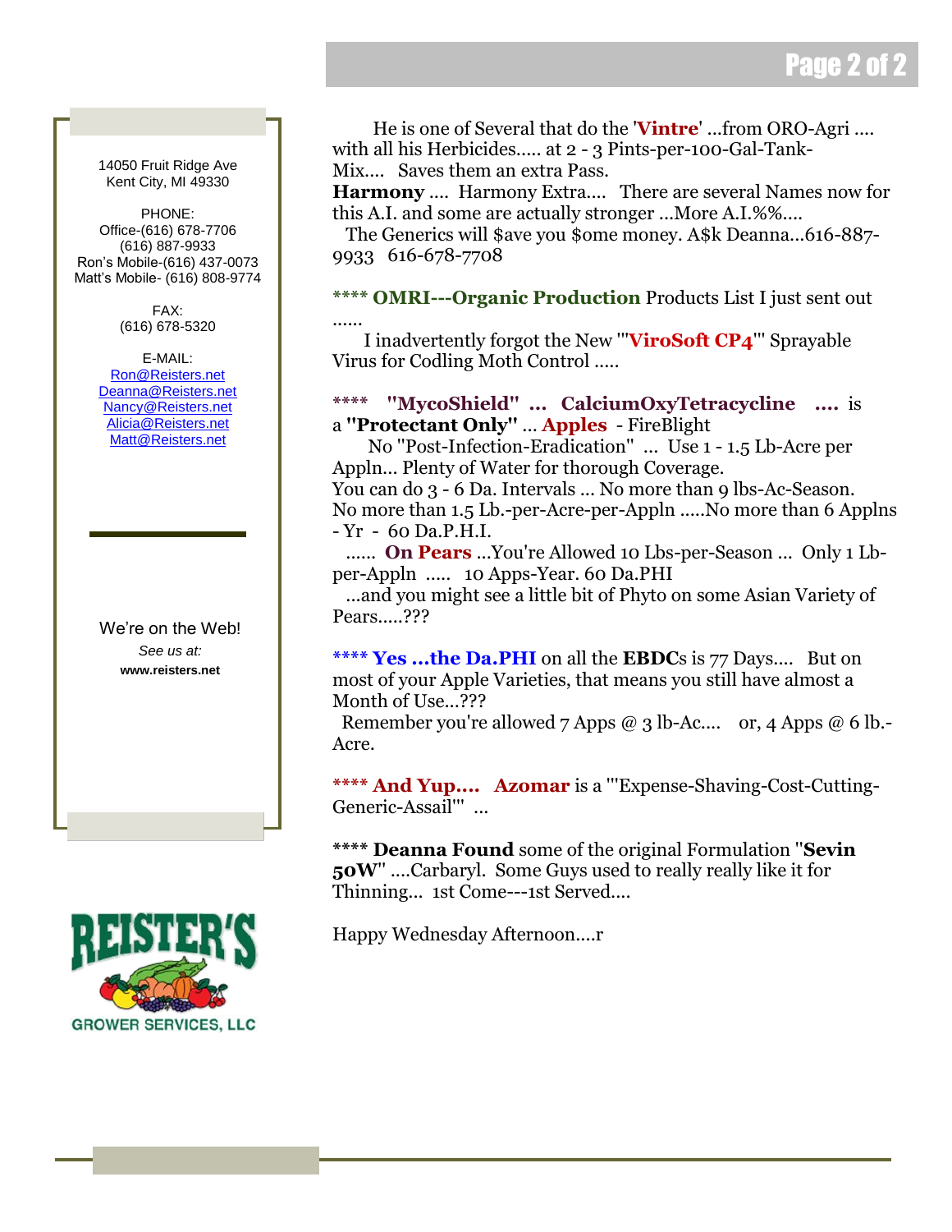14050 Fruit Ridge Ave
Kent City, MI 49330

PHONE:
Office-(616) 678-7706
(616) 887-9933
Ron's Mobile-(616) 437-0073
Matt's Mobile- (616) 808-9774

FAX:
(616) 678-5320

E-MAIL:
Ron@Reisters.net
Deanna@Reisters.net
Nancy@Reisters.net
Alicia@Reisters.net
Matt@Reisters.net

We're on the Web!
*See us at:*
**www.reisters.net**

REISTER'S GROWER SERVICES, LLC

He is one of Several that do the '**Vintre**' ...from ORO-Agri .... with all his Herbicides..... at 2 - 3 Pints-per-100-Gal-Tank-Mix.... Saves them an extra Pass.

**Harmony** .... Harmony Extra.... There are several Names now for this A.I. and some are actually stronger ...More A.I.%%....

The Generics will $ave you $ome money. A$k Deanna...616-887-9933 616-678-7708

**** **OMRI---Organic Production** Products List I just sent out ......

I inadvertently forgot the New '"**ViroSoft CP4**"' Sprayable Virus for Codling Moth Control .....

**** **"MycoShield" ... CalciumOxyTetracycline ....** is a **"Protectant Only"** ... **Apples** - FireBlight

No "Post-Infection-Eradication" ... Use 1 - 1.5 Lb-Acre per Appln... Plenty of Water for thorough Coverage.
You can do 3 - 6 Da. Intervals ... No more than 9 lbs-Ac-Season.
No more than 1.5 Lb.-per-Acre-per-Appln .....No more than 6 Applns - Yr - 60 Da.P.H.I.

...... **On Pears** ...You're Allowed 10 Lbs-per-Season ... Only 1 Lb-per-Appln ..... 10 Apps-Year. 60 Da.PHI

...and you might see a little bit of Phyto on some Asian Variety of Pears.....???

**** **Yes ...the Da.PHI** on all the **EBDC**s is 77 Days.... But on most of your Apple Varieties, that means you still have almost a Month of Use...???

Remember you're allowed 7 Apps @ 3 lb-Ac.... or, 4 Apps @ 6 lb.-Acre.

**** **And Yup.... Azomar** is a '"Expense-Shaving-Cost-Cutting-Generic-Assail"' ...

**** **Deanna Found** some of the original Formulation "**Sevin 50W**" ....Carbaryl. Some Guys used to really really like it for Thinning... 1st Come---1st Served....

Happy Wednesday Afternoon....r